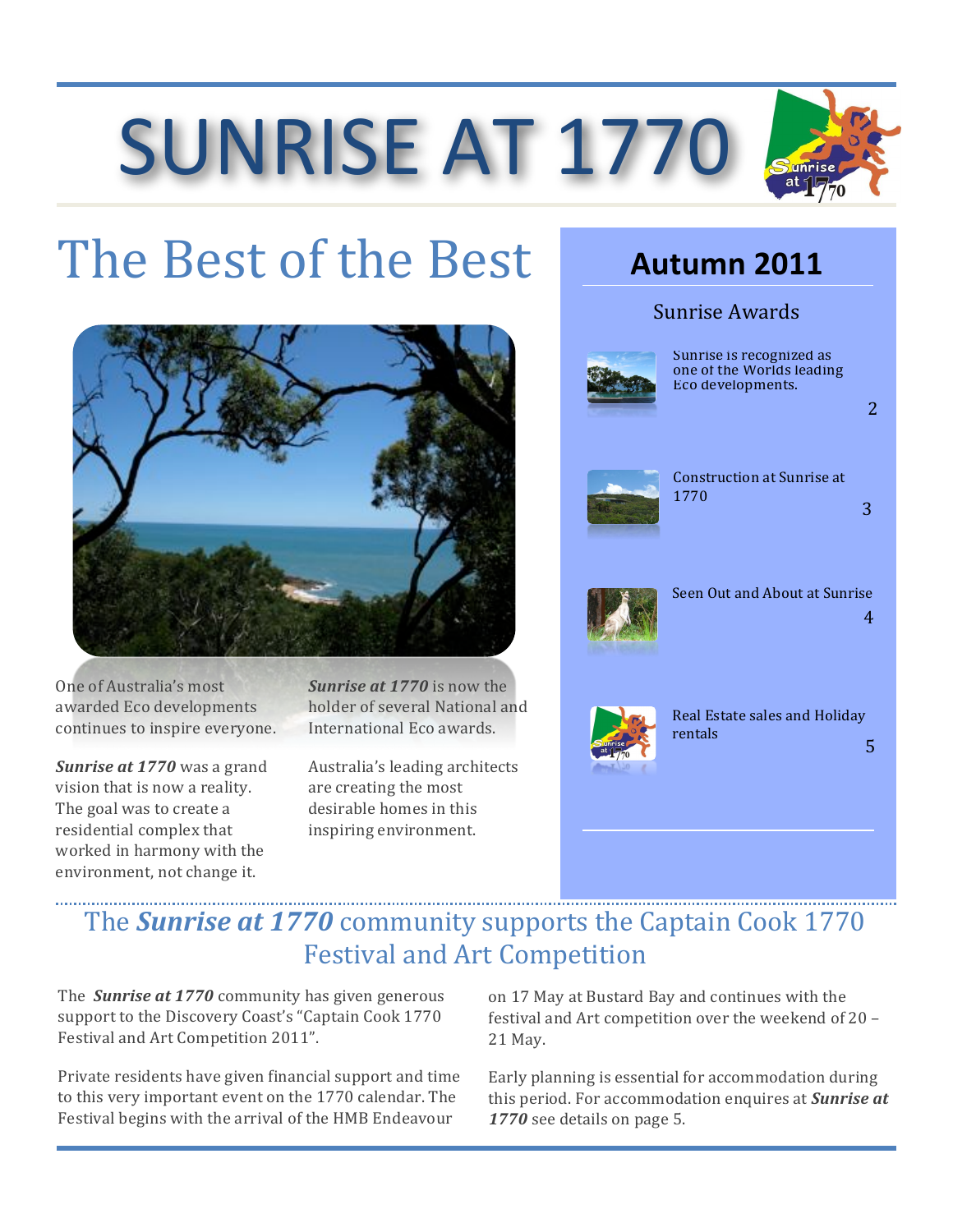# SUNRISE AT 1770

## The Best of the Best

One of Australia's most awarded Eco developments continues to inspire everyone.

***Sunrise at 1770*** was a grand vision that is now a reality. The goal was to create a residential complex that worked in harmony with the environment, not change it.

***Sunrise at 1770*** is now the holder of several National and International Eco awards.

Australia's leading architects are creating the most desirable homes in this inspiring environment.

## Autumn 2011

Sunrise Awards

- Sunrise is recognized as one of the Worlds leading Eco developments. — 2
- Construction at Sunrise at 1770 — 3
- Seen Out and About at Sunrise — 4
- Real Estate sales and Holiday rentals — 5

## The *Sunrise at 1770* community supports the Captain Cook 1770 Festival and Art Competition

The ***Sunrise at 1770*** community has given generous support to the Discovery Coast's "Captain Cook 1770 Festival and Art Competition 2011".

Private residents have given financial support and time to this very important event on the 1770 calendar. The Festival begins with the arrival of the HMB Endeavour on 17 May at Bustard Bay and continues with the festival and Art competition over the weekend of 20 – 21 May.

Early planning is essential for accommodation during this period. For accommodation enquires at ***Sunrise at 1770*** see details on page 5.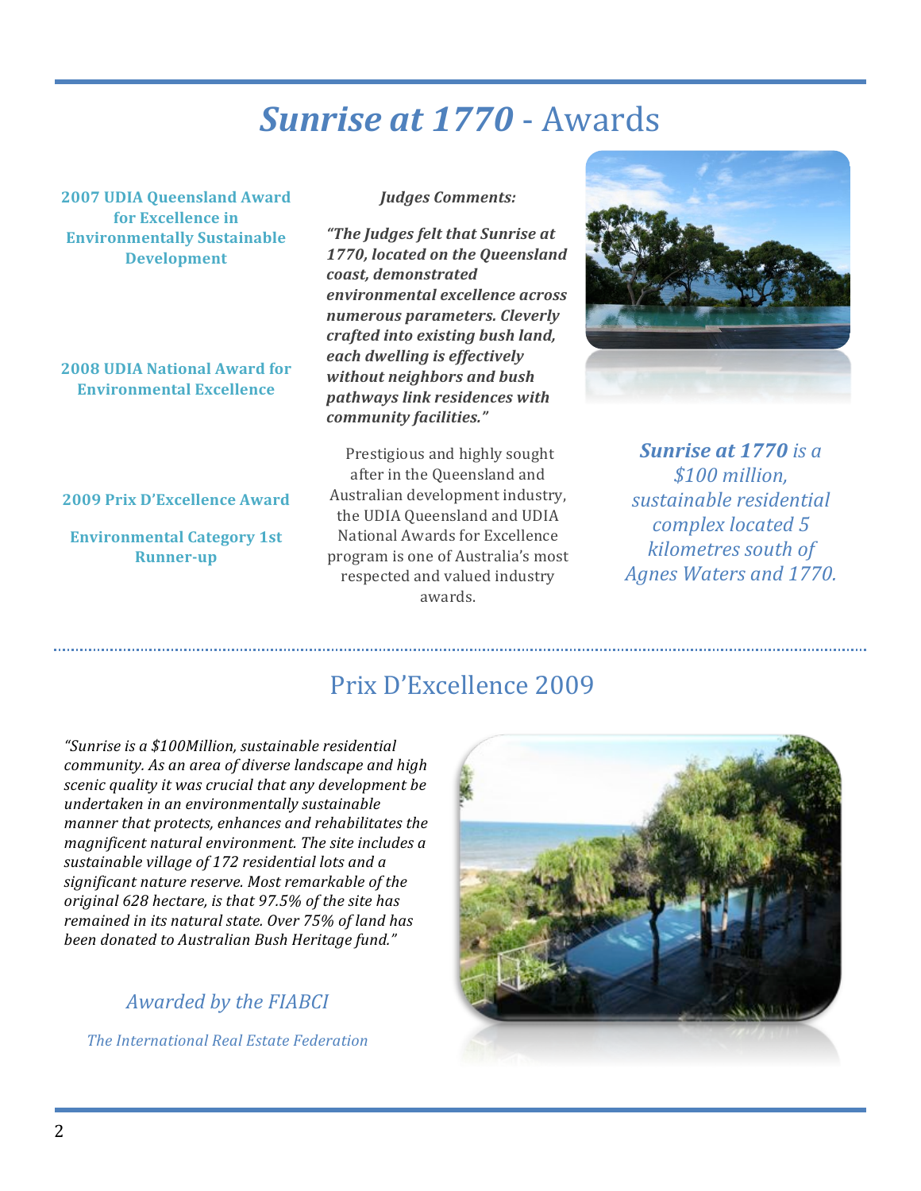# *Sunrise at 1770* - Awards

**2007 UDIA Queensland Award for Excellence in Environmentally Sustainable Development**

**2008 UDIA National Award for Environmental Excellence**

**2009 Prix D'Excellence Award**

**Environmental Category 1st Runner-up**

***Judges Comments:***

***"The Judges felt that Sunrise at 1770, located on the Queensland coast, demonstrated environmental excellence across numerous parameters. Cleverly crafted into existing bush land, each dwelling is effectively without neighbors and bush pathways link residences with community facilities."***

Prestigious and highly sought after in the Queensland and Australian development industry, the UDIA Queensland and UDIA National Awards for Excellence program is one of Australia's most respected and valued industry awards.

***Sunrise at 1770** is a $100 million, sustainable residential complex located 5 kilometres south of Agnes Waters and 1770.*

## Prix D'Excellence 2009

*"Sunrise is a $100Million, sustainable residential community. As an area of diverse landscape and high scenic quality it was crucial that any development be undertaken in an environmentally sustainable manner that protects, enhances and rehabilitates the magnificent natural environment. The site includes a sustainable village of 172 residential lots and a significant nature reserve. Most remarkable of the original 628 hectare, is that 97.5% of the site has remained in its natural state. Over 75% of land has been donated to Australian Bush Heritage fund."*

*Awarded by the FIABCI*

*The International Real Estate Federation*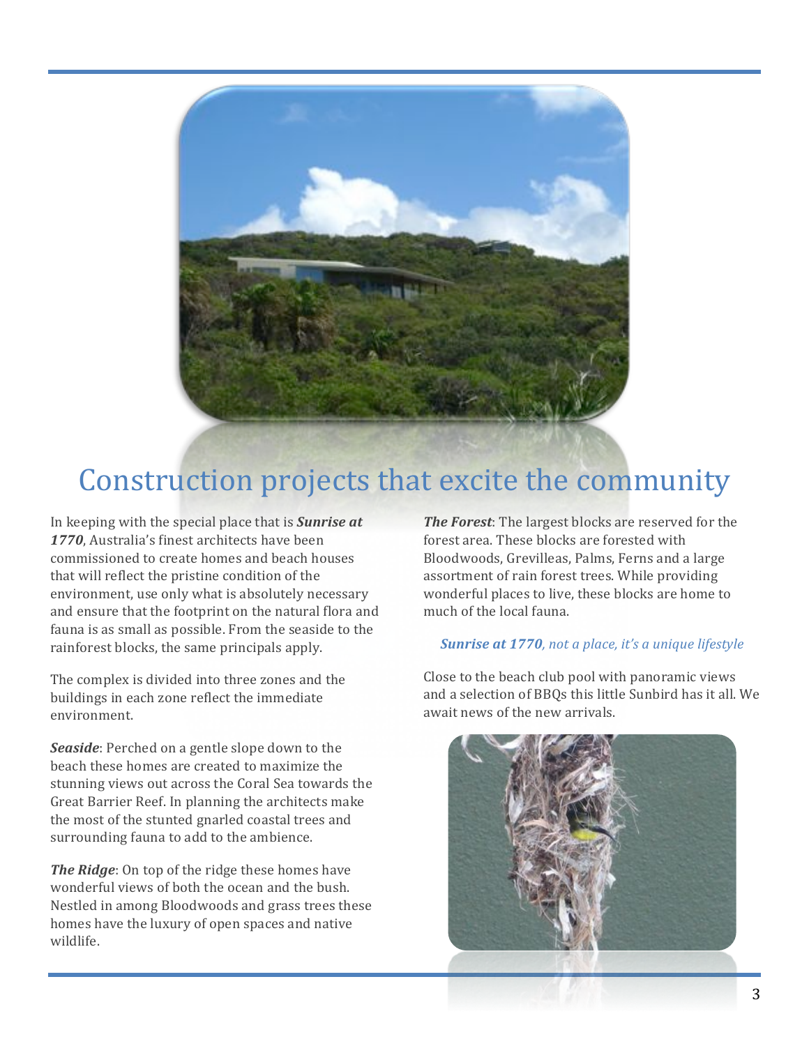# Construction projects that excite the community

In keeping with the special place that is ***Sunrise at 1770***, Australia's finest architects have been commissioned to create homes and beach houses that will reflect the pristine condition of the environment, use only what is absolutely necessary and ensure that the footprint on the natural flora and fauna is as small as possible. From the seaside to the rainforest blocks, the same principals apply.

The complex is divided into three zones and the buildings in each zone reflect the immediate environment.

***Seaside***: Perched on a gentle slope down to the beach these homes are created to maximize the stunning views out across the Coral Sea towards the Great Barrier Reef. In planning the architects make the most of the stunted gnarled coastal trees and surrounding fauna to add to the ambience.

***The Ridge***: On top of the ridge these homes have wonderful views of both the ocean and the bush. Nestled in among Bloodwoods and grass trees these homes have the luxury of open spaces and native wildlife.

***The Forest***: The largest blocks are reserved for the forest area. These blocks are forested with Bloodwoods, Grevilleas, Palms, Ferns and a large assortment of rain forest trees. While providing wonderful places to live, these blocks are home to much of the local fauna.

***Sunrise at 1770****, not a place, it's a unique lifestyle*

Close to the beach club pool with panoramic views and a selection of BBQs this little Sunbird has it all. We await news of the new arrivals.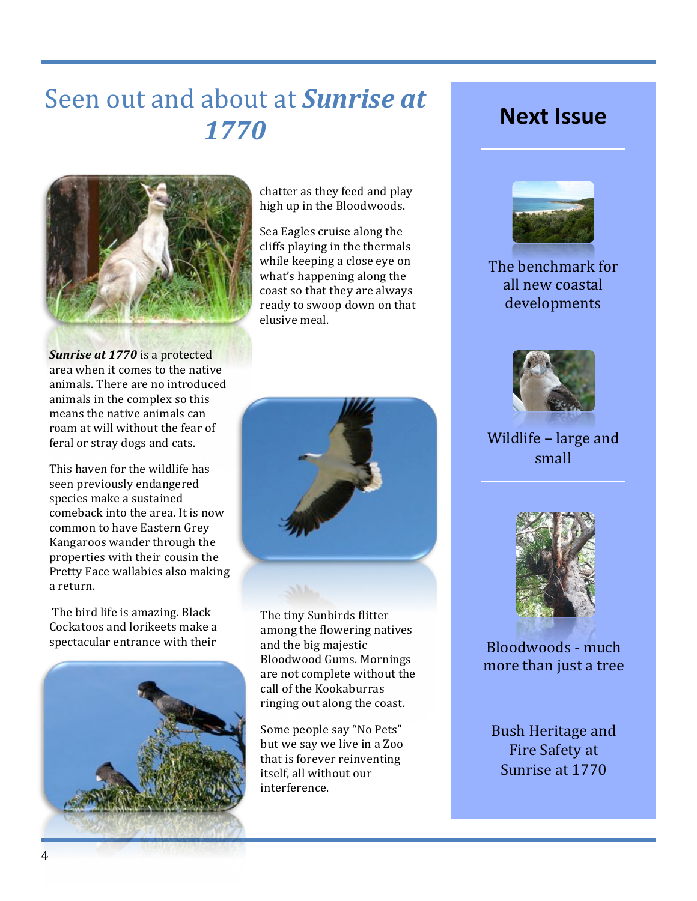# Seen out and about at ***Sunrise at 1770***

***Sunrise at 1770*** is a protected area when it comes to the native animals. There are no introduced animals in the complex so this means the native animals can roam at will without the fear of feral or stray dogs and cats.

This haven for the wildlife has seen previously endangered species make a sustained comeback into the area. It is now common to have Eastern Grey Kangaroos wander through the properties with their cousin the Pretty Face wallabies also making a return.

The bird life is amazing. Black Cockatoos and lorikeets make a spectacular entrance with their chatter as they feed and play high up in the Bloodwoods.

Sea Eagles cruise along the cliffs playing in the thermals while keeping a close eye on what's happening along the coast so that they are always ready to swoop down on that elusive meal.

The tiny Sunbirds flitter among the flowering natives and the big majestic Bloodwood Gums. Mornings are not complete without the call of the Kookaburras ringing out along the coast.

Some people say "No Pets" but we say we live in a Zoo that is forever reinventing itself, all without our interference.

## Next Issue

The benchmark for all new coastal developments

Wildlife – large and small

Bloodwoods - much more than just a tree

Bush Heritage and Fire Safety at Sunrise at 1770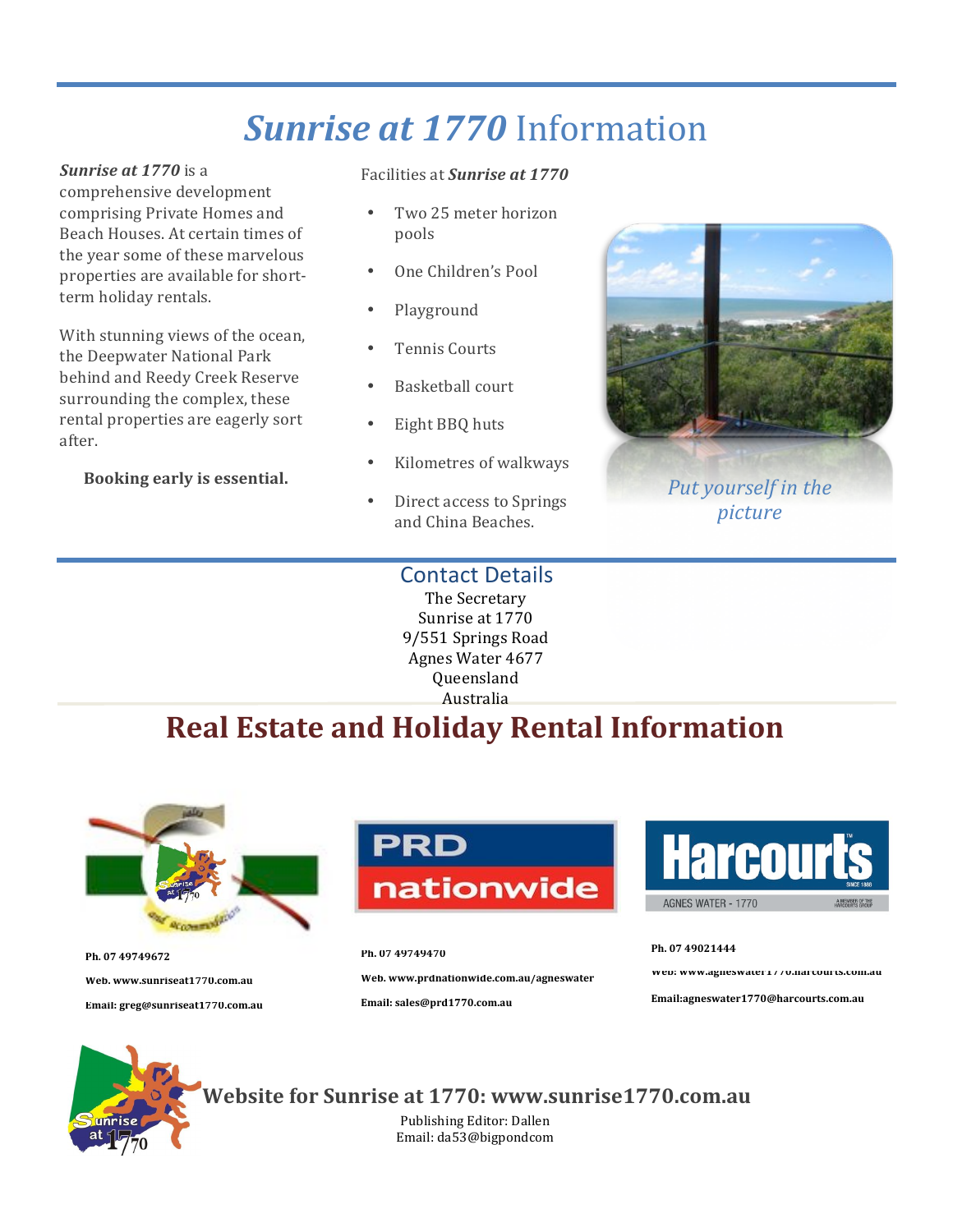# *Sunrise at 1770* Information

***Sunrise at 1770*** is a comprehensive development comprising Private Homes and Beach Houses. At certain times of the year some of these marvelous properties are available for short-term holiday rentals.

With stunning views of the ocean, the Deepwater National Park behind and Reedy Creek Reserve surrounding the complex, these rental properties are eagerly sort after.

**Booking early is essential.**

Facilities at ***Sunrise at 1770***

- Two 25 meter horizon pools
- One Children's Pool
- Playground
- Tennis Courts
- Basketball court
- Eight BBQ huts
- Kilometres of walkways
- Direct access to Springs and China Beaches.

*Put yourself in the picture*

## Contact Details

The Secretary
Sunrise at 1770
9/551 Springs Road
Agnes Water 4677
Queensland
Australia

# Real Estate and Holiday Rental Information

**Ph. 07 49749672**

**Web. www.sunriseat1770.com.au**

**Email: greg@sunriseat1770.com.au**

PRD nationwide

**Ph. 07 49749470**

**Web. www.prdnationwide.com.au/agneswater**

**Email: sales@prd1770.com.au**

Harcourts AGNES WATER - 1770

**Ph. 07 49021444**

**Web: www.agneswater1770.harcourts.com.au**

**Email:agneswater1770@harcourts.com.au**

**Website for Sunrise at 1770: www.sunrise1770.com.au**

Publishing Editor: Dallen
Email: da53@bigpondcom